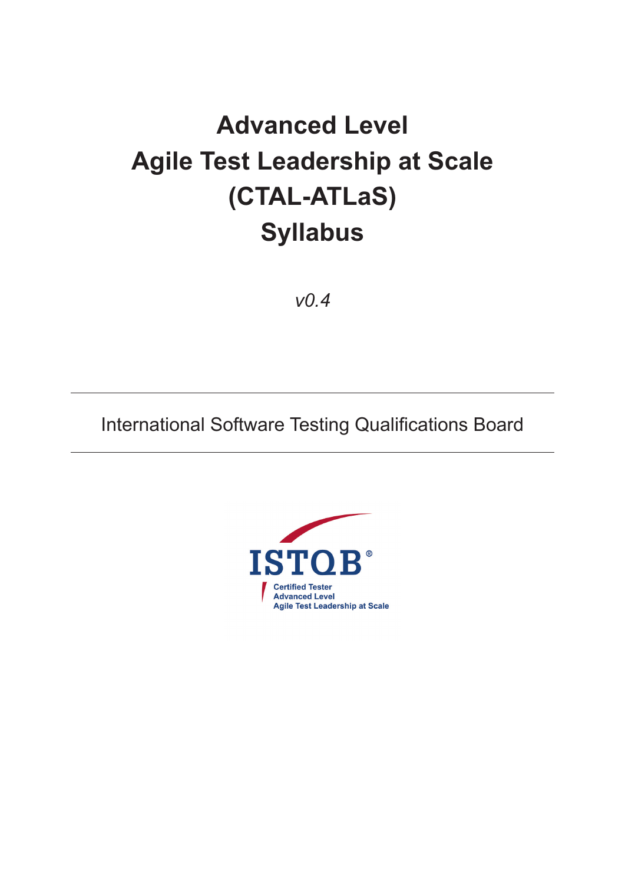# Advanced Level
# Agile Test Leadership at Scale
# (CTAL-ATLaS)
# Syllabus

*v0.4*

International Software Testing Qualifications Board

ISTQB®
Certified Tester
Advanced Level
Agile Test Leadership at Scale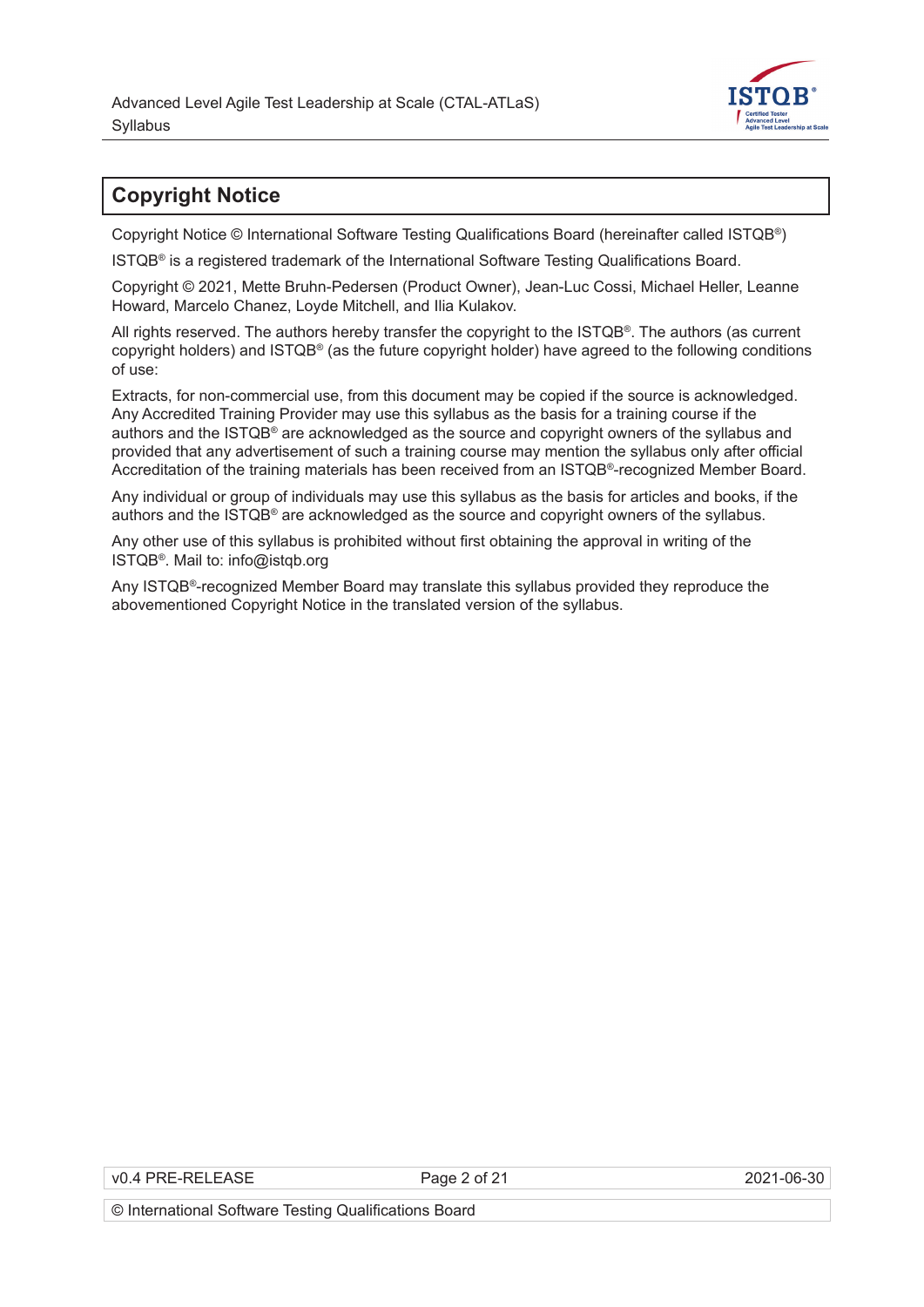# Copyright Notice

Copyright Notice © International Software Testing Qualifications Board (hereinafter called ISTQB®)

ISTQB® is a registered trademark of the International Software Testing Qualifications Board.

Copyright © 2021, Mette Bruhn-Pedersen (Product Owner), Jean-Luc Cossi, Michael Heller, Leanne Howard, Marcelo Chanez, Loyde Mitchell, and Ilia Kulakov.

All rights reserved. The authors hereby transfer the copyright to the ISTQB®. The authors (as current copyright holders) and ISTQB® (as the future copyright holder) have agreed to the following conditions of use:

Extracts, for non-commercial use, from this document may be copied if the source is acknowledged. Any Accredited Training Provider may use this syllabus as the basis for a training course if the authors and the ISTQB® are acknowledged as the source and copyright owners of the syllabus and provided that any advertisement of such a training course may mention the syllabus only after official Accreditation of the training materials has been received from an ISTQB®-recognized Member Board.

Any individual or group of individuals may use this syllabus as the basis for articles and books, if the authors and the ISTQB® are acknowledged as the source and copyright owners of the syllabus.

Any other use of this syllabus is prohibited without first obtaining the approval in writing of the ISTQB®. Mail to: info@istqb.org

Any ISTQB®-recognized Member Board may translate this syllabus provided they reproduce the abovementioned Copyright Notice in the translated version of the syllabus.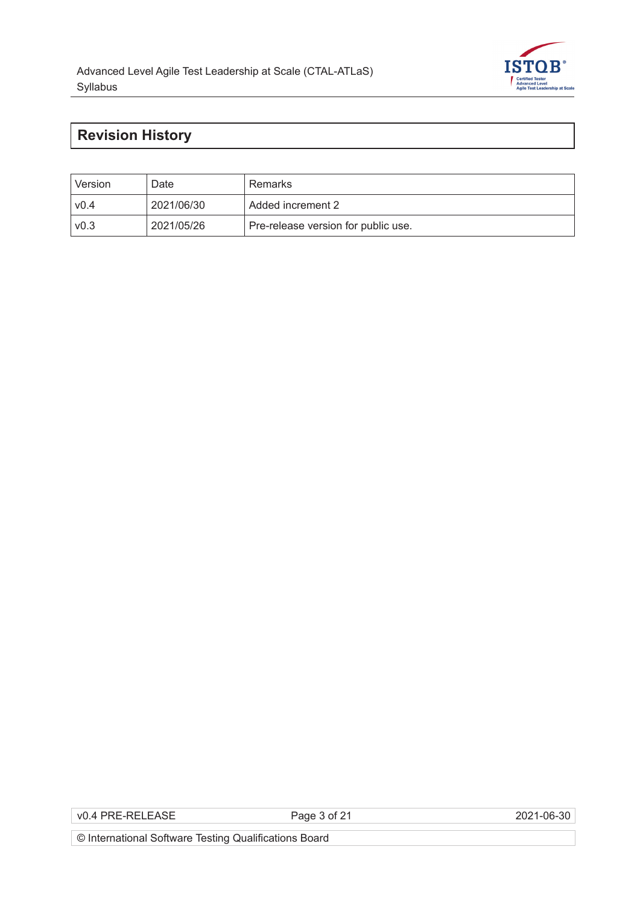# Revision History

| Version | Date | Remarks |
|---|---|---|
| v0.4 | 2021/06/30 | Added increment 2 |
| v0.3 | 2021/05/26 | Pre-release version for public use. |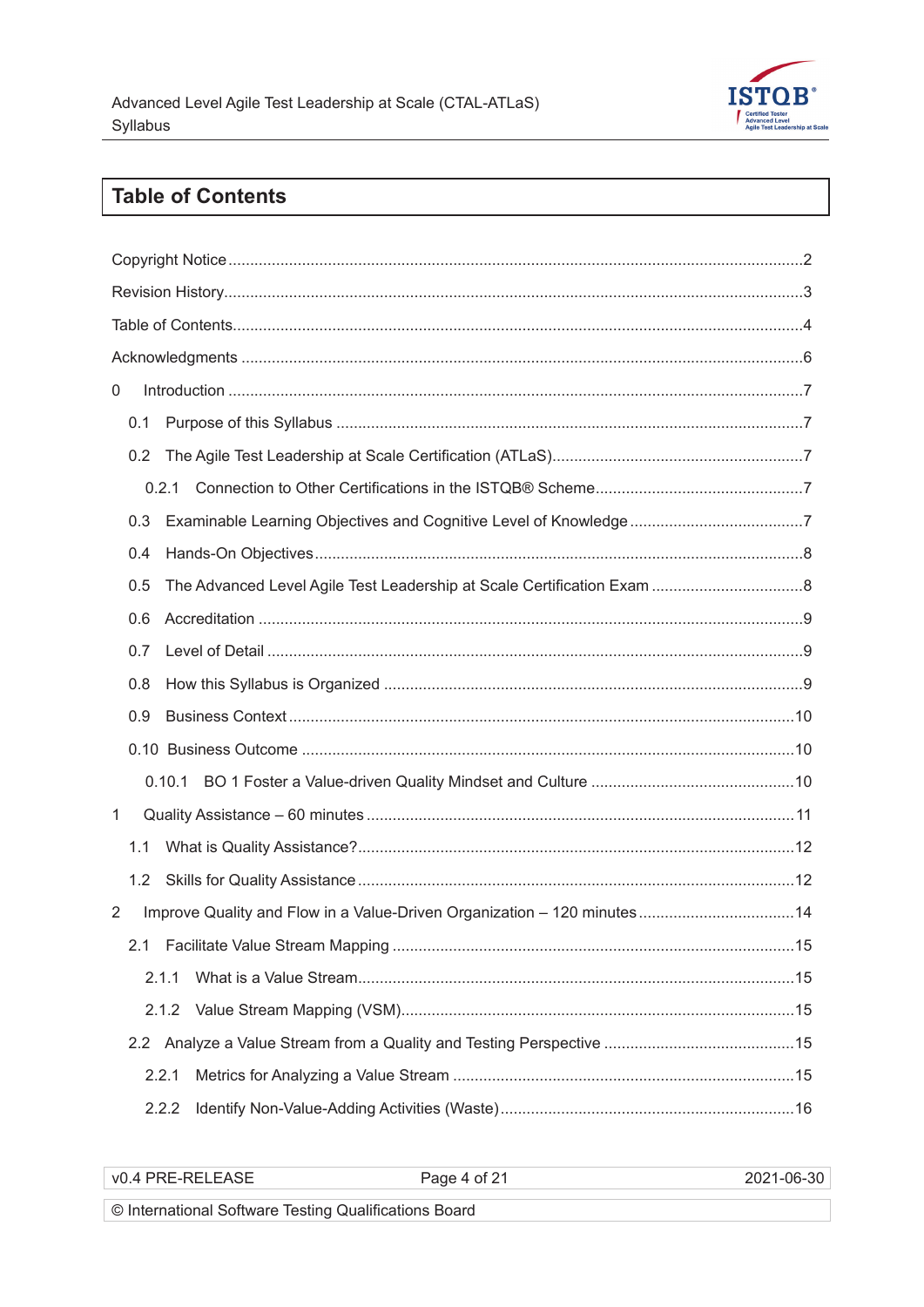# Table of Contents

Copyright Notice ... 2

Revision History ... 3

Table of Contents ... 4

Acknowledgments ... 6

0 Introduction ... 7

- 0.1 Purpose of this Syllabus ... 7
- 0.2 The Agile Test Leadership at Scale Certification (ATLaS) ... 7
  - 0.2.1 Connection to Other Certifications in the ISTQB® Scheme ... 7
- 0.3 Examinable Learning Objectives and Cognitive Level of Knowledge ... 7
- 0.4 Hands-On Objectives ... 8
- 0.5 The Advanced Level Agile Test Leadership at Scale Certification Exam ... 8
- 0.6 Accreditation ... 9
- 0.7 Level of Detail ... 9
- 0.8 How this Syllabus is Organized ... 9
- 0.9 Business Context ... 10
- 0.10 Business Outcome ... 10
  - 0.10.1 BO 1 Foster a Value-driven Quality Mindset and Culture ... 10

1 Quality Assistance – 60 minutes ... 11

- 1.1 What is Quality Assistance? ... 12
- 1.2 Skills for Quality Assistance ... 12

2 Improve Quality and Flow in a Value-Driven Organization – 120 minutes ... 14

- 2.1 Facilitate Value Stream Mapping ... 15
  - 2.1.1 What is a Value Stream ... 15
  - 2.1.2 Value Stream Mapping (VSM) ... 15
- 2.2 Analyze a Value Stream from a Quality and Testing Perspective ... 15
  - 2.2.1 Metrics for Analyzing a Value Stream ... 15
  - 2.2.2 Identify Non-Value-Adding Activities (Waste) ... 16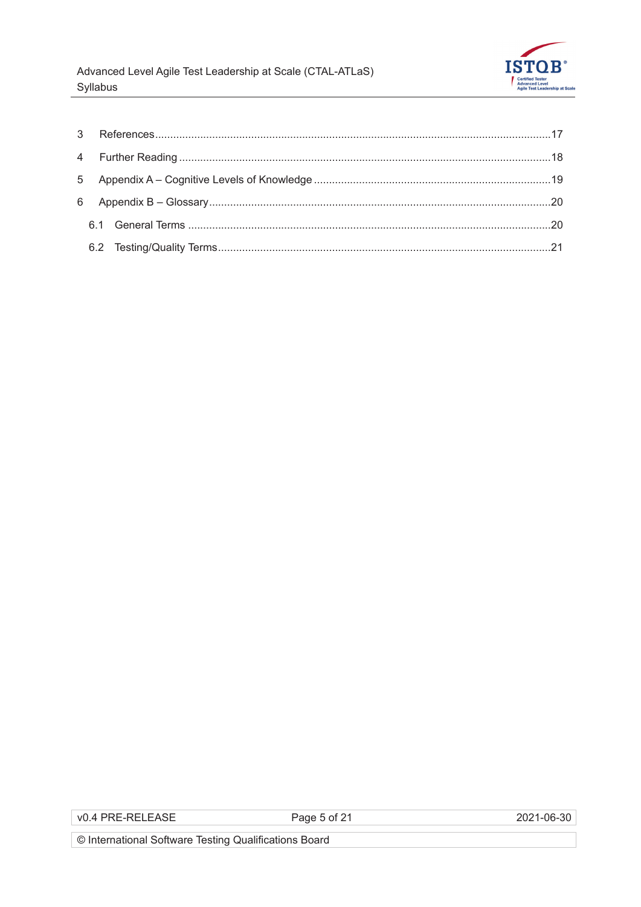3 References ........................................................................................................................ 17

4 Further Reading ................................................................................................................. 18

5 Appendix A – Cognitive Levels of Knowledge ..................................................................... 19

6 Appendix B – Glossary ........................................................................................................ 20

6.1 General Terms ............................................................................................................... 20

6.2 Testing/Quality Terms .................................................................................................... 21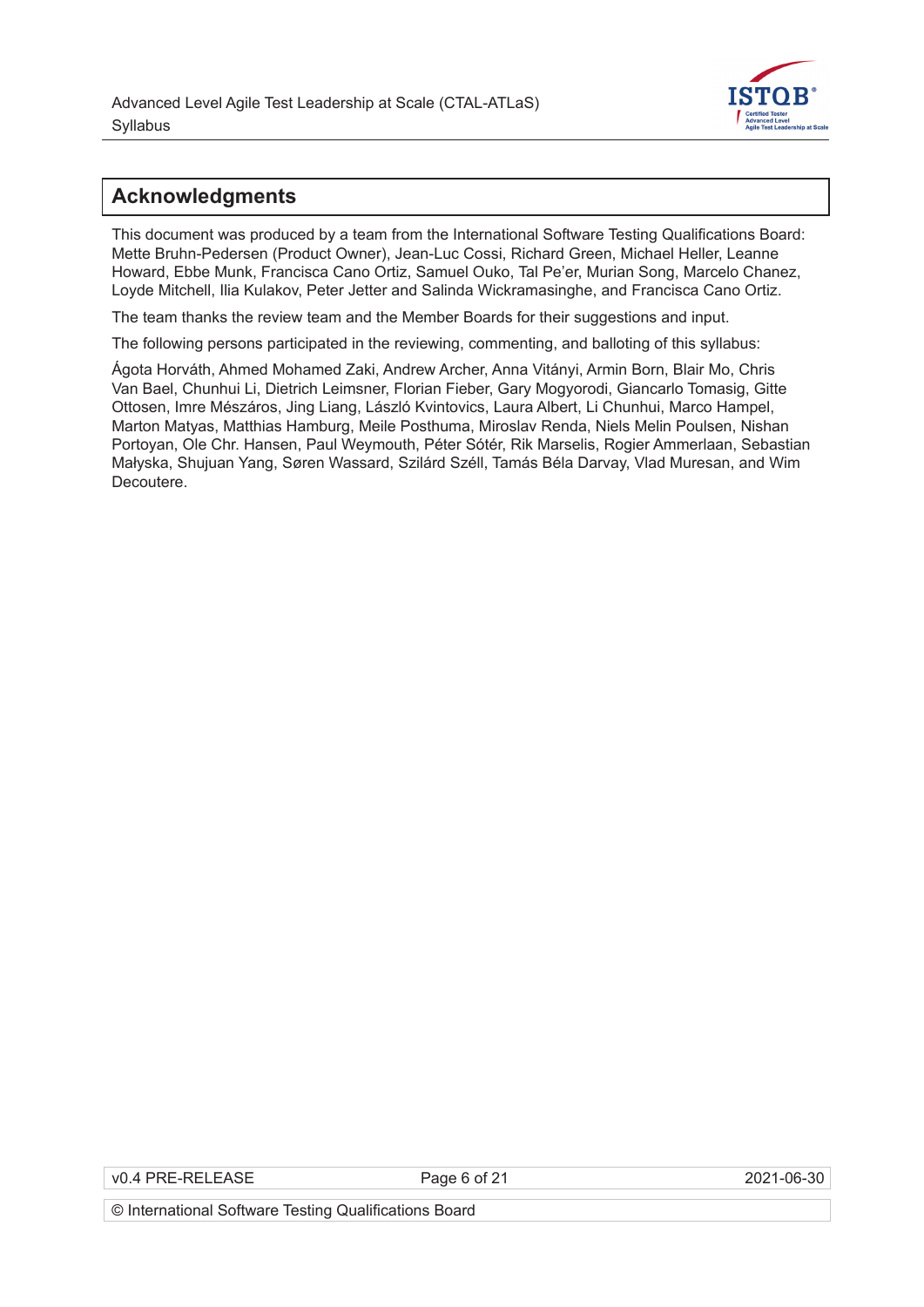# Acknowledgments

This document was produced by a team from the International Software Testing Qualifications Board: Mette Bruhn-Pedersen (Product Owner), Jean-Luc Cossi, Richard Green, Michael Heller, Leanne Howard, Ebbe Munk, Francisca Cano Ortiz, Samuel Ouko, Tal Pe'er, Murian Song, Marcelo Chanez, Loyde Mitchell, Ilia Kulakov, Peter Jetter and Salinda Wickramasinghe, and Francisca Cano Ortiz.

The team thanks the review team and the Member Boards for their suggestions and input.

The following persons participated in the reviewing, commenting, and balloting of this syllabus:

Ágota Horváth, Ahmed Mohamed Zaki, Andrew Archer, Anna Vitányi, Armin Born, Blair Mo, Chris Van Bael, Chunhui Li, Dietrich Leimsner, Florian Fieber, Gary Mogyorodi, Giancarlo Tomasig, Gitte Ottosen, Imre Mészáros, Jing Liang, László Kvintovics, Laura Albert, Li Chunhui, Marco Hampel, Marton Matyas, Matthias Hamburg, Meile Posthuma, Miroslav Renda, Niels Melin Poulsen, Nishan Portoyan, Ole Chr. Hansen, Paul Weymouth, Péter Sótér, Rik Marselis, Rogier Ammerlaan, Sebastian Małyska, Shujuan Yang, Søren Wassard, Szilárd Széll, Tamás Béla Darvay, Vlad Muresan, and Wim Decoutere.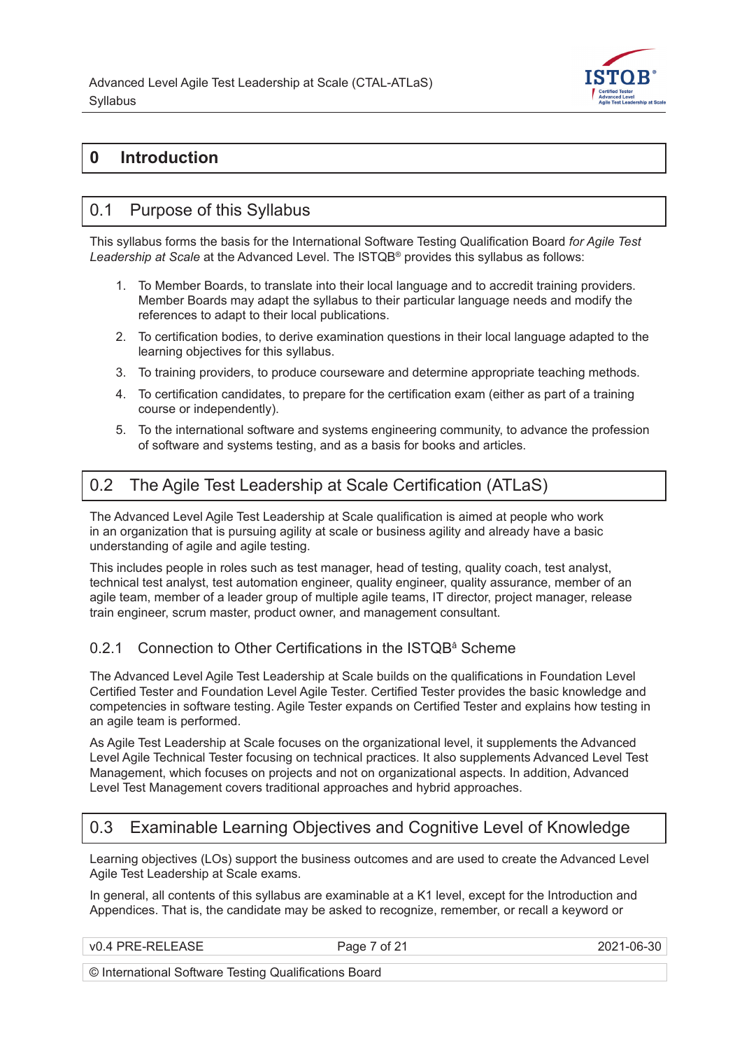# 0 Introduction

## 0.1 Purpose of this Syllabus

This syllabus forms the basis for the International Software Testing Qualification Board *for Agile Test Leadership at Scale* at the Advanced Level. The ISTQB® provides this syllabus as follows:

1. To Member Boards, to translate into their local language and to accredit training providers. Member Boards may adapt the syllabus to their particular language needs and modify the references to adapt to their local publications.
2. To certification bodies, to derive examination questions in their local language adapted to the learning objectives for this syllabus.
3. To training providers, to produce courseware and determine appropriate teaching methods.
4. To certification candidates, to prepare for the certification exam (either as part of a training course or independently).
5. To the international software and systems engineering community, to advance the profession of software and systems testing, and as a basis for books and articles.

## 0.2 The Agile Test Leadership at Scale Certification (ATLaS)

The Advanced Level Agile Test Leadership at Scale qualification is aimed at people who work in an organization that is pursuing agility at scale or business agility and already have a basic understanding of agile and agile testing.

This includes people in roles such as test manager, head of testing, quality coach, test analyst, technical test analyst, test automation engineer, quality engineer, quality assurance, member of an agile team, member of a leader group of multiple agile teams, IT director, project manager, release train engineer, scrum master, product owner, and management consultant.

### 0.2.1 Connection to Other Certifications in the ISTQBâ Scheme

The Advanced Level Agile Test Leadership at Scale builds on the qualifications in Foundation Level Certified Tester and Foundation Level Agile Tester. Certified Tester provides the basic knowledge and competencies in software testing. Agile Tester expands on Certified Tester and explains how testing in an agile team is performed.

As Agile Test Leadership at Scale focuses on the organizational level, it supplements the Advanced Level Agile Technical Tester focusing on technical practices. It also supplements Advanced Level Test Management, which focuses on projects and not on organizational aspects. In addition, Advanced Level Test Management covers traditional approaches and hybrid approaches.

## 0.3 Examinable Learning Objectives and Cognitive Level of Knowledge

Learning objectives (LOs) support the business outcomes and are used to create the Advanced Level Agile Test Leadership at Scale exams.

In general, all contents of this syllabus are examinable at a K1 level, except for the Introduction and Appendices. That is, the candidate may be asked to recognize, remember, or recall a keyword or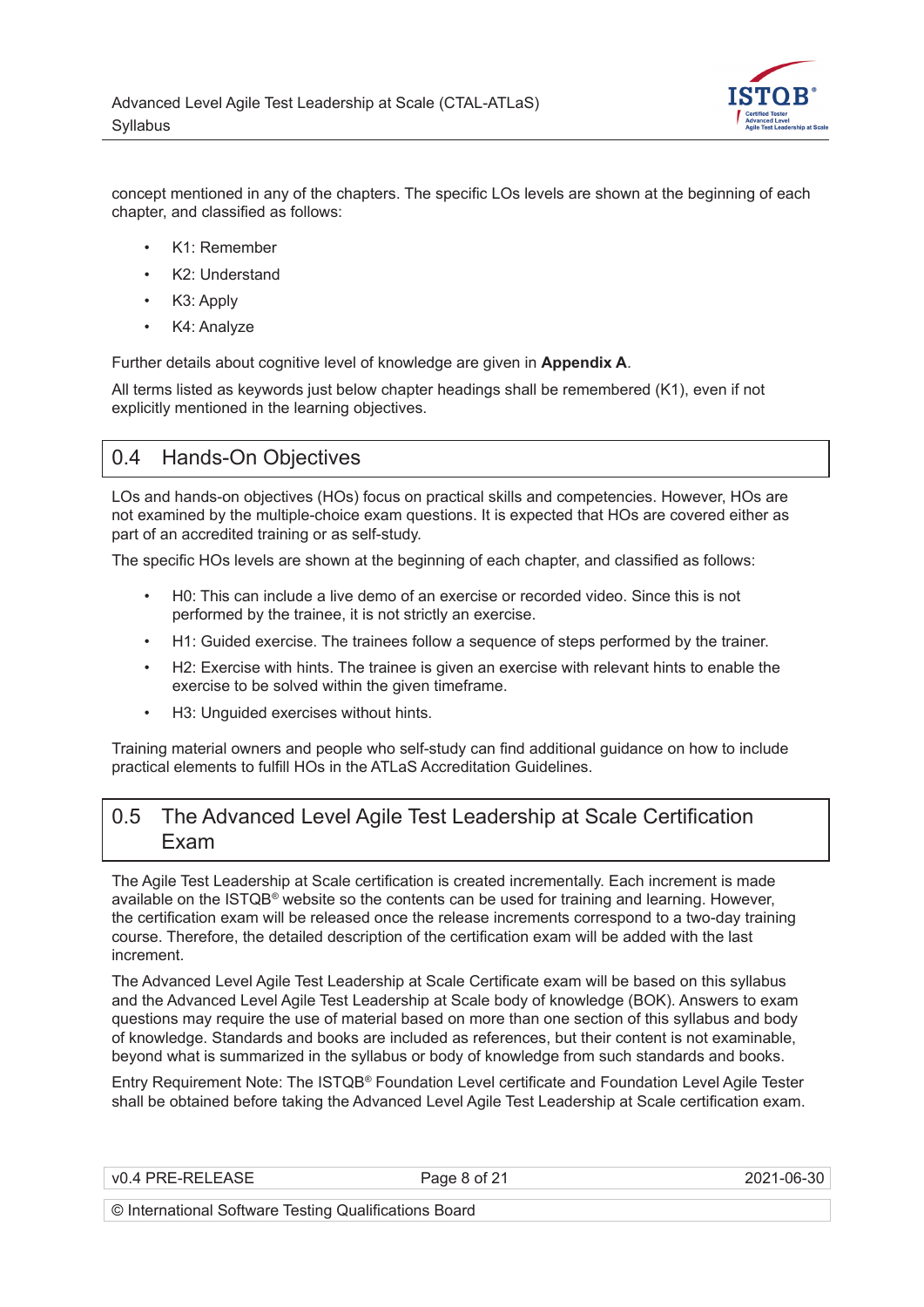concept mentioned in any of the chapters. The specific LOs levels are shown at the beginning of each chapter, and classified as follows:

- K1: Remember
- K2: Understand
- K3: Apply
- K4: Analyze

Further details about cognitive level of knowledge are given in **Appendix A**.

All terms listed as keywords just below chapter headings shall be remembered (K1), even if not explicitly mentioned in the learning objectives.

## 0.4 Hands-On Objectives

LOs and hands-on objectives (HOs) focus on practical skills and competencies. However, HOs are not examined by the multiple-choice exam questions. It is expected that HOs are covered either as part of an accredited training or as self-study.

The specific HOs levels are shown at the beginning of each chapter, and classified as follows:

- H0: This can include a live demo of an exercise or recorded video. Since this is not performed by the trainee, it is not strictly an exercise.
- H1: Guided exercise. The trainees follow a sequence of steps performed by the trainer.
- H2: Exercise with hints. The trainee is given an exercise with relevant hints to enable the exercise to be solved within the given timeframe.
- H3: Unguided exercises without hints.

Training material owners and people who self-study can find additional guidance on how to include practical elements to fulfill HOs in the ATLaS Accreditation Guidelines.

## 0.5 The Advanced Level Agile Test Leadership at Scale Certification Exam

The Agile Test Leadership at Scale certification is created incrementally. Each increment is made available on the ISTQB® website so the contents can be used for training and learning. However, the certification exam will be released once the release increments correspond to a two-day training course. Therefore, the detailed description of the certification exam will be added with the last increment.

The Advanced Level Agile Test Leadership at Scale Certificate exam will be based on this syllabus and the Advanced Level Agile Test Leadership at Scale body of knowledge (BOK). Answers to exam questions may require the use of material based on more than one section of this syllabus and body of knowledge. Standards and books are included as references, but their content is not examinable, beyond what is summarized in the syllabus or body of knowledge from such standards and books.

Entry Requirement Note: The ISTQB® Foundation Level certificate and Foundation Level Agile Tester shall be obtained before taking the Advanced Level Agile Test Leadership at Scale certification exam.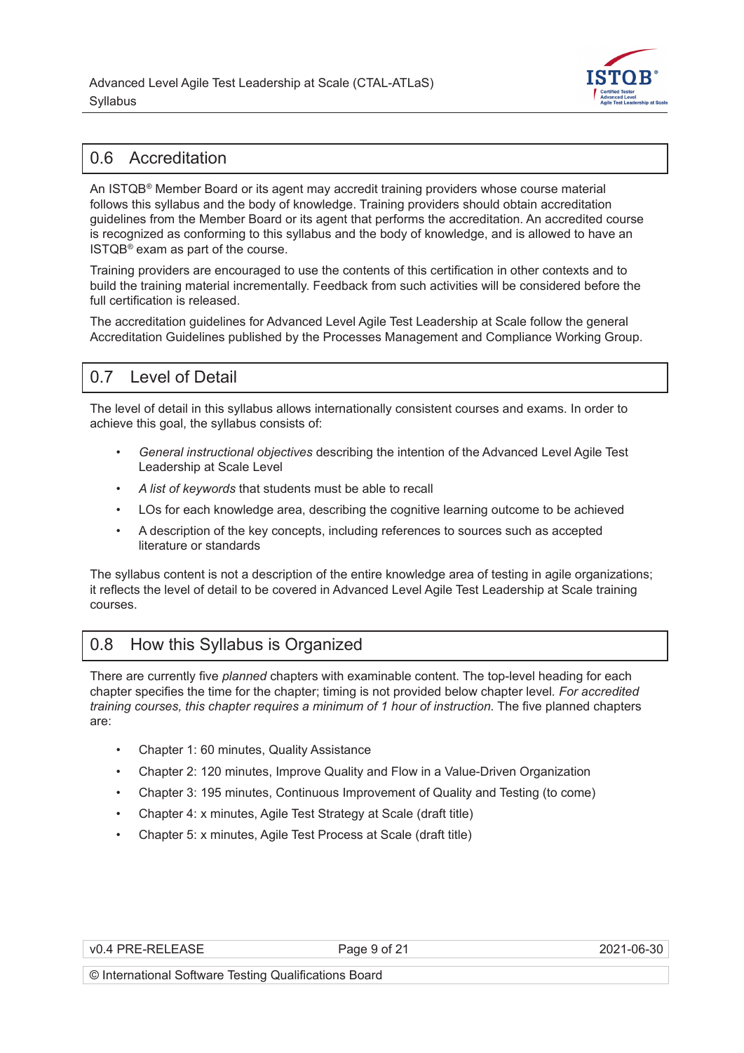## 0.6 Accreditation

An ISTQB® Member Board or its agent may accredit training providers whose course material follows this syllabus and the body of knowledge. Training providers should obtain accreditation guidelines from the Member Board or its agent that performs the accreditation. An accredited course is recognized as conforming to this syllabus and the body of knowledge, and is allowed to have an ISTQB® exam as part of the course.

Training providers are encouraged to use the contents of this certification in other contexts and to build the training material incrementally. Feedback from such activities will be considered before the full certification is released.

The accreditation guidelines for Advanced Level Agile Test Leadership at Scale follow the general Accreditation Guidelines published by the Processes Management and Compliance Working Group.

## 0.7 Level of Detail

The level of detail in this syllabus allows internationally consistent courses and exams. In order to achieve this goal, the syllabus consists of:

- *General instructional objectives* describing the intention of the Advanced Level Agile Test Leadership at Scale Level
- *A list of keywords* that students must be able to recall
- LOs for each knowledge area, describing the cognitive learning outcome to be achieved
- A description of the key concepts, including references to sources such as accepted literature or standards

The syllabus content is not a description of the entire knowledge area of testing in agile organizations; it reflects the level of detail to be covered in Advanced Level Agile Test Leadership at Scale training courses.

## 0.8 How this Syllabus is Organized

There are currently five *planned* chapters with examinable content. The top-level heading for each chapter specifies the time for the chapter; timing is not provided below chapter level. *For accredited training courses, this chapter requires a minimum of 1 hour of instruction.* The five planned chapters are:

- Chapter 1: 60 minutes, Quality Assistance
- Chapter 2: 120 minutes, Improve Quality and Flow in a Value-Driven Organization
- Chapter 3: 195 minutes, Continuous Improvement of Quality and Testing (to come)
- Chapter 4: x minutes, Agile Test Strategy at Scale (draft title)
- Chapter 5: x minutes, Agile Test Process at Scale (draft title)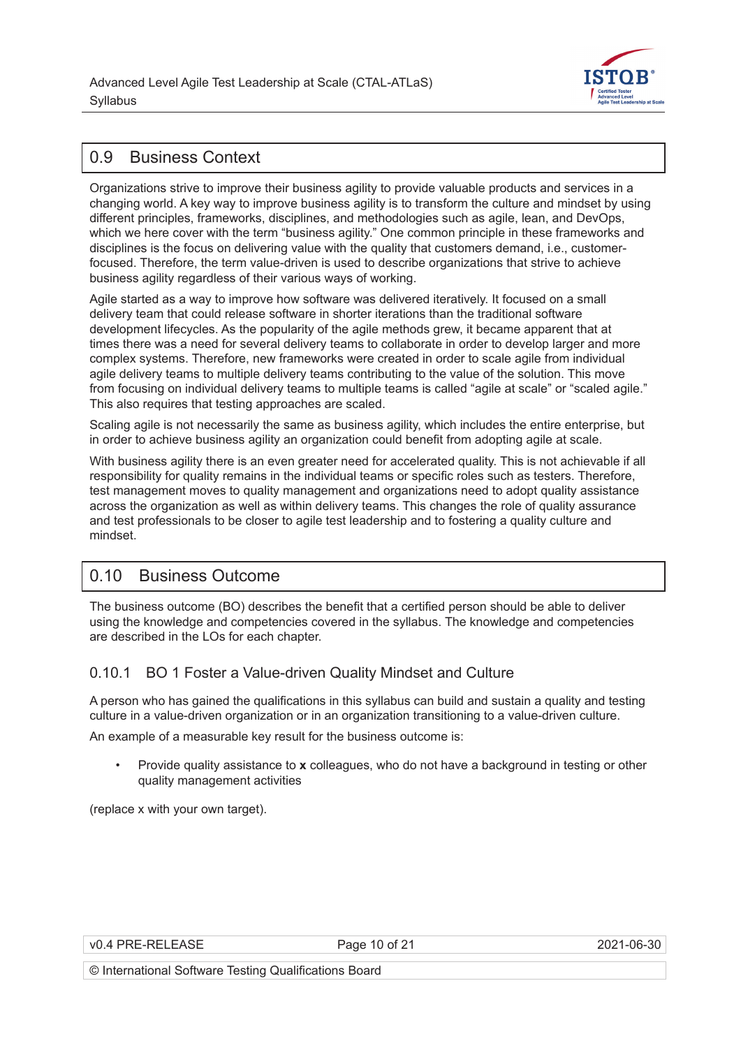## 0.9 Business Context

Organizations strive to improve their business agility to provide valuable products and services in a changing world. A key way to improve business agility is to transform the culture and mindset by using different principles, frameworks, disciplines, and methodologies such as agile, lean, and DevOps, which we here cover with the term "business agility." One common principle in these frameworks and disciplines is the focus on delivering value with the quality that customers demand, i.e., customer-focused. Therefore, the term value-driven is used to describe organizations that strive to achieve business agility regardless of their various ways of working.

Agile started as a way to improve how software was delivered iteratively. It focused on a small delivery team that could release software in shorter iterations than the traditional software development lifecycles. As the popularity of the agile methods grew, it became apparent that at times there was a need for several delivery teams to collaborate in order to develop larger and more complex systems. Therefore, new frameworks were created in order to scale agile from individual agile delivery teams to multiple delivery teams contributing to the value of the solution. This move from focusing on individual delivery teams to multiple teams is called "agile at scale" or "scaled agile." This also requires that testing approaches are scaled.

Scaling agile is not necessarily the same as business agility, which includes the entire enterprise, but in order to achieve business agility an organization could benefit from adopting agile at scale.

With business agility there is an even greater need for accelerated quality. This is not achievable if all responsibility for quality remains in the individual teams or specific roles such as testers. Therefore, test management moves to quality management and organizations need to adopt quality assistance across the organization as well as within delivery teams. This changes the role of quality assurance and test professionals to be closer to agile test leadership and to fostering a quality culture and mindset.

## 0.10 Business Outcome

The business outcome (BO) describes the benefit that a certified person should be able to deliver using the knowledge and competencies covered in the syllabus. The knowledge and competencies are described in the LOs for each chapter.

### 0.10.1 BO 1 Foster a Value-driven Quality Mindset and Culture

A person who has gained the qualifications in this syllabus can build and sustain a quality and testing culture in a value-driven organization or in an organization transitioning to a value-driven culture.

An example of a measurable key result for the business outcome is:

- Provide quality assistance to **x** colleagues, who do not have a background in testing or other quality management activities

(replace x with your own target).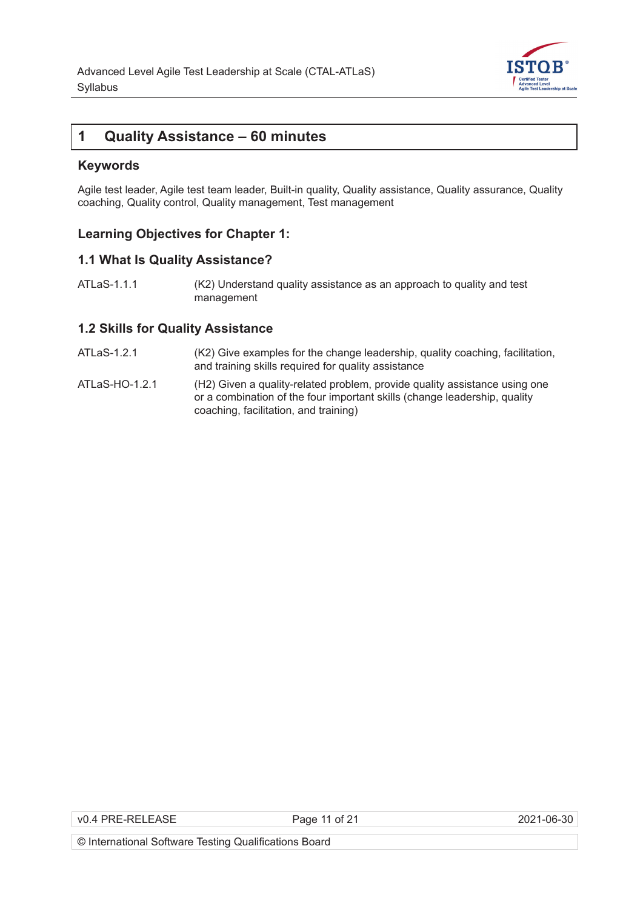# 1 Quality Assistance – 60 minutes

## Keywords

Agile test leader, Agile test team leader, Built-in quality, Quality assistance, Quality assurance, Quality coaching, Quality control, Quality management, Test management

## Learning Objectives for Chapter 1:

### 1.1 What Is Quality Assistance?

ATLaS-1.1.1 (K2) Understand quality assistance as an approach to quality and test management

### 1.2 Skills for Quality Assistance

ATLaS-1.2.1 (K2) Give examples for the change leadership, quality coaching, facilitation, and training skills required for quality assistance

ATLaS-HO-1.2.1 (H2) Given a quality-related problem, provide quality assistance using one or a combination of the four important skills (change leadership, quality coaching, facilitation, and training)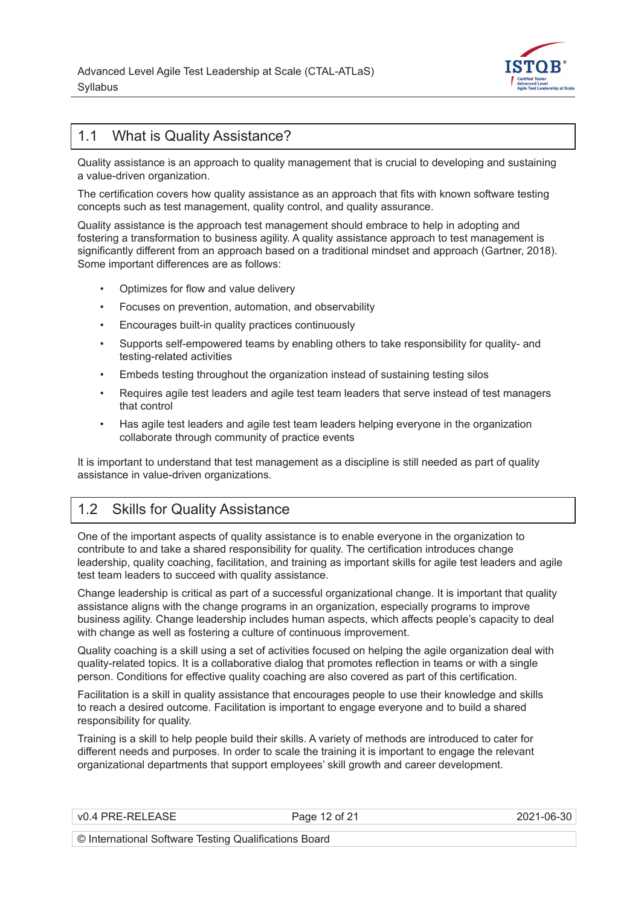## 1.1 What is Quality Assistance?

Quality assistance is an approach to quality management that is crucial to developing and sustaining a value-driven organization.

The certification covers how quality assistance as an approach that fits with known software testing concepts such as test management, quality control, and quality assurance.

Quality assistance is the approach test management should embrace to help in adopting and fostering a transformation to business agility. A quality assistance approach to test management is significantly different from an approach based on a traditional mindset and approach (Gartner, 2018). Some important differences are as follows:

- Optimizes for flow and value delivery
- Focuses on prevention, automation, and observability
- Encourages built-in quality practices continuously
- Supports self-empowered teams by enabling others to take responsibility for quality- and testing-related activities
- Embeds testing throughout the organization instead of sustaining testing silos
- Requires agile test leaders and agile test team leaders that serve instead of test managers that control
- Has agile test leaders and agile test team leaders helping everyone in the organization collaborate through community of practice events

It is important to understand that test management as a discipline is still needed as part of quality assistance in value-driven organizations.

## 1.2 Skills for Quality Assistance

One of the important aspects of quality assistance is to enable everyone in the organization to contribute to and take a shared responsibility for quality. The certification introduces change leadership, quality coaching, facilitation, and training as important skills for agile test leaders and agile test team leaders to succeed with quality assistance.

Change leadership is critical as part of a successful organizational change. It is important that quality assistance aligns with the change programs in an organization, especially programs to improve business agility. Change leadership includes human aspects, which affects people's capacity to deal with change as well as fostering a culture of continuous improvement.

Quality coaching is a skill using a set of activities focused on helping the agile organization deal with quality-related topics. It is a collaborative dialog that promotes reflection in teams or with a single person. Conditions for effective quality coaching are also covered as part of this certification.

Facilitation is a skill in quality assistance that encourages people to use their knowledge and skills to reach a desired outcome. Facilitation is important to engage everyone and to build a shared responsibility for quality.

Training is a skill to help people build their skills. A variety of methods are introduced to cater for different needs and purposes. In order to scale the training it is important to engage the relevant organizational departments that support employees' skill growth and career development.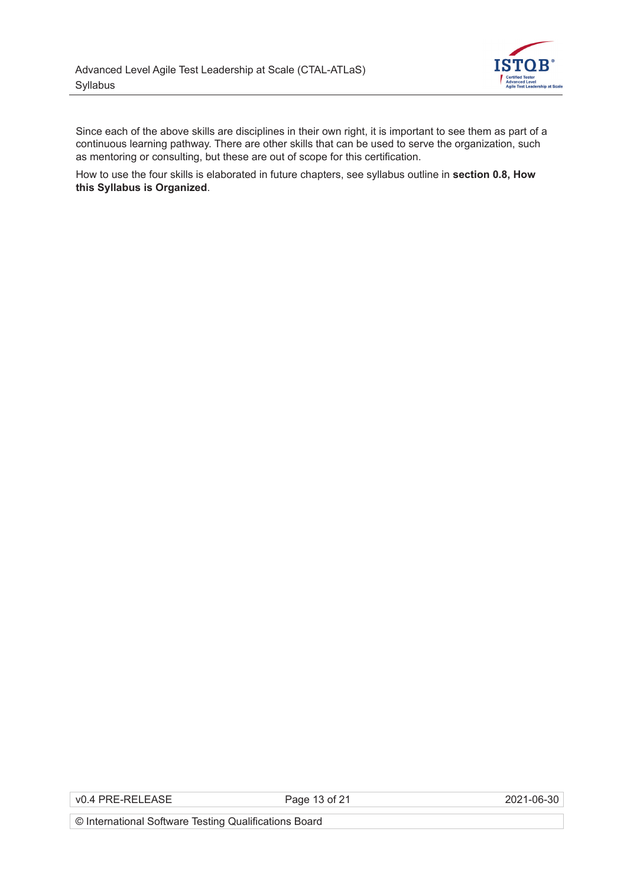Since each of the above skills are disciplines in their own right, it is important to see them as part of a continuous learning pathway. There are other skills that can be used to serve the organization, such as mentoring or consulting, but these are out of scope for this certification.

How to use the four skills is elaborated in future chapters, see syllabus outline in **section 0.8, How this Syllabus is Organized**.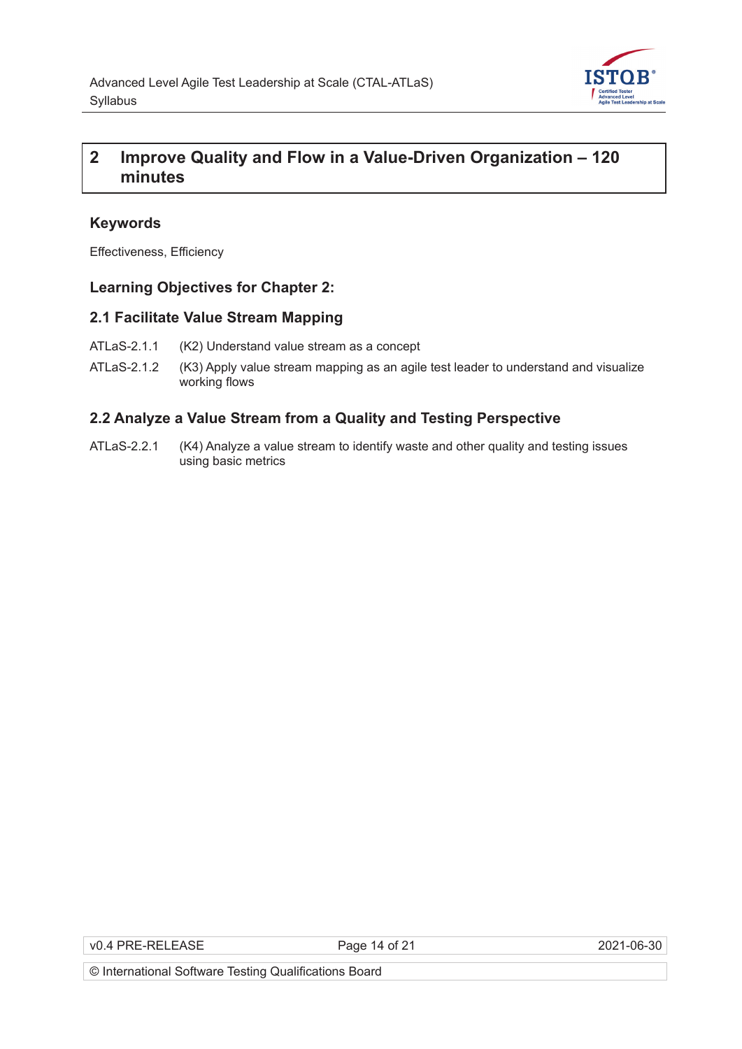# 2 Improve Quality and Flow in a Value-Driven Organization – 120 minutes

### Keywords

Effectiveness, Efficiency

### Learning Objectives for Chapter 2:

### 2.1 Facilitate Value Stream Mapping

ATLaS-2.1.1 (K2) Understand value stream as a concept

ATLaS-2.1.2 (K3) Apply value stream mapping as an agile test leader to understand and visualize working flows

### 2.2 Analyze a Value Stream from a Quality and Testing Perspective

ATLaS-2.2.1 (K4) Analyze a value stream to identify waste and other quality and testing issues using basic metrics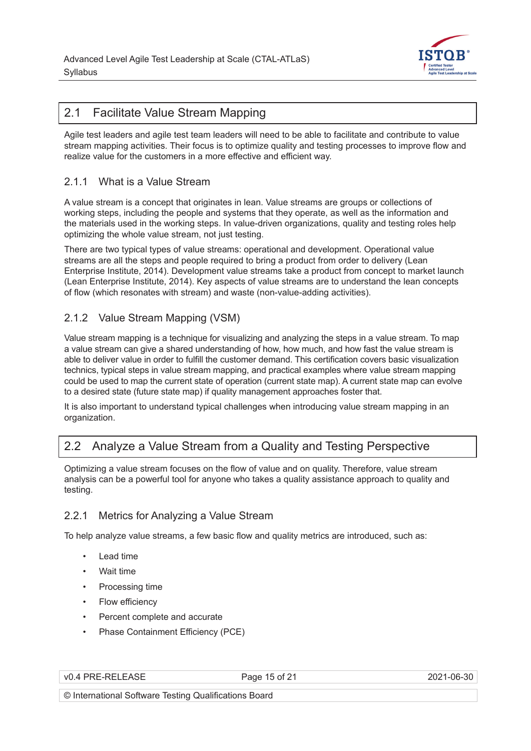## 2.1 Facilitate Value Stream Mapping

Agile test leaders and agile test team leaders will need to be able to facilitate and contribute to value stream mapping activities. Their focus is to optimize quality and testing processes to improve flow and realize value for the customers in a more effective and efficient way.

### 2.1.1 What is a Value Stream

A value stream is a concept that originates in lean. Value streams are groups or collections of working steps, including the people and systems that they operate, as well as the information and the materials used in the working steps. In value-driven organizations, quality and testing roles help optimizing the whole value stream, not just testing.

There are two typical types of value streams: operational and development. Operational value streams are all the steps and people required to bring a product from order to delivery (Lean Enterprise Institute, 2014). Development value streams take a product from concept to market launch (Lean Enterprise Institute, 2014). Key aspects of value streams are to understand the lean concepts of flow (which resonates with stream) and waste (non-value-adding activities).

### 2.1.2 Value Stream Mapping (VSM)

Value stream mapping is a technique for visualizing and analyzing the steps in a value stream. To map a value stream can give a shared understanding of how, how much, and how fast the value stream is able to deliver value in order to fulfill the customer demand. This certification covers basic visualization technics, typical steps in value stream mapping, and practical examples where value stream mapping could be used to map the current state of operation (current state map). A current state map can evolve to a desired state (future state map) if quality management approaches foster that.

It is also important to understand typical challenges when introducing value stream mapping in an organization.

## 2.2 Analyze a Value Stream from a Quality and Testing Perspective

Optimizing a value stream focuses on the flow of value and on quality. Therefore, value stream analysis can be a powerful tool for anyone who takes a quality assistance approach to quality and testing.

### 2.2.1 Metrics for Analyzing a Value Stream

To help analyze value streams, a few basic flow and quality metrics are introduced, such as:

- Lead time
- Wait time
- Processing time
- Flow efficiency
- Percent complete and accurate
- Phase Containment Efficiency (PCE)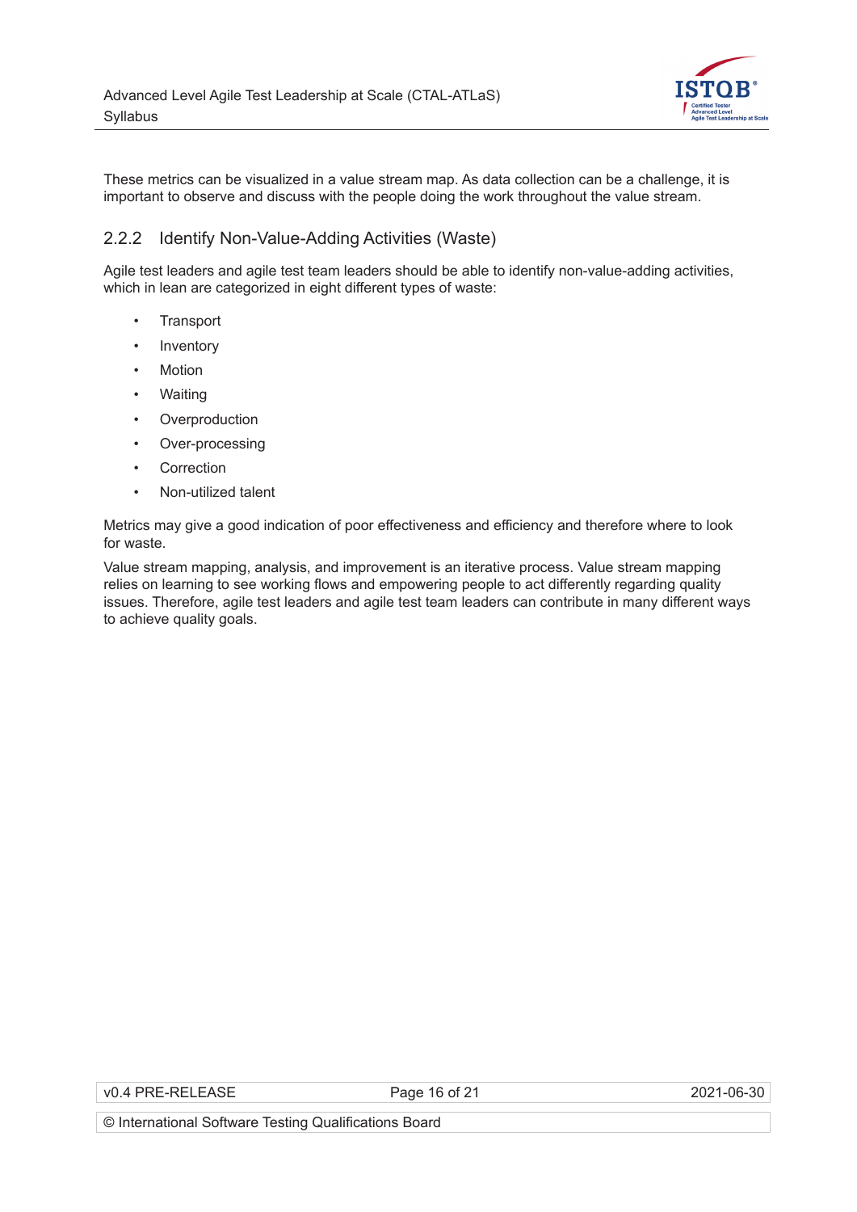These metrics can be visualized in a value stream map. As data collection can be a challenge, it is important to observe and discuss with the people doing the work throughout the value stream.

### 2.2.2 Identify Non-Value-Adding Activities (Waste)

Agile test leaders and agile test team leaders should be able to identify non-value-adding activities, which in lean are categorized in eight different types of waste:

- Transport
- Inventory
- Motion
- Waiting
- Overproduction
- Over-processing
- Correction
- Non-utilized talent

Metrics may give a good indication of poor effectiveness and efficiency and therefore where to look for waste.

Value stream mapping, analysis, and improvement is an iterative process. Value stream mapping relies on learning to see working flows and empowering people to act differently regarding quality issues. Therefore, agile test leaders and agile test team leaders can contribute in many different ways to achieve quality goals.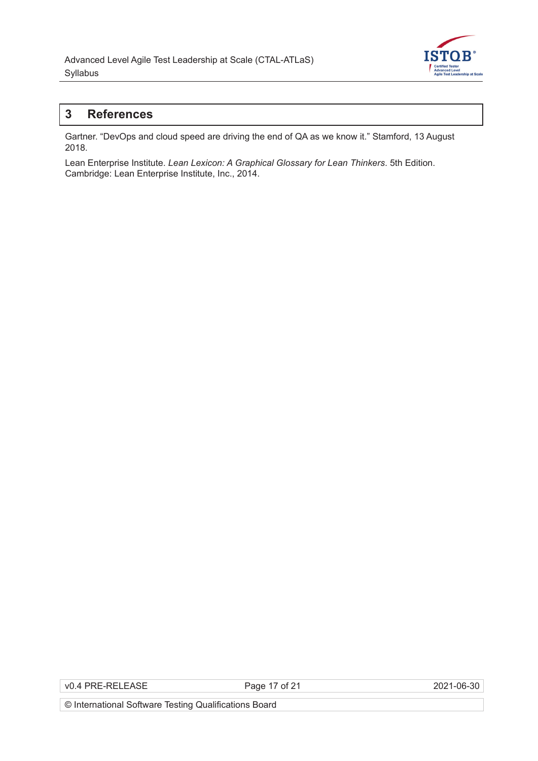# 3 References

Gartner. “DevOps and cloud speed are driving the end of QA as we know it.” Stamford, 13 August 2018.

Lean Enterprise Institute. *Lean Lexicon: A Graphical Glossary for Lean Thinkers*. 5th Edition. Cambridge: Lean Enterprise Institute, Inc., 2014.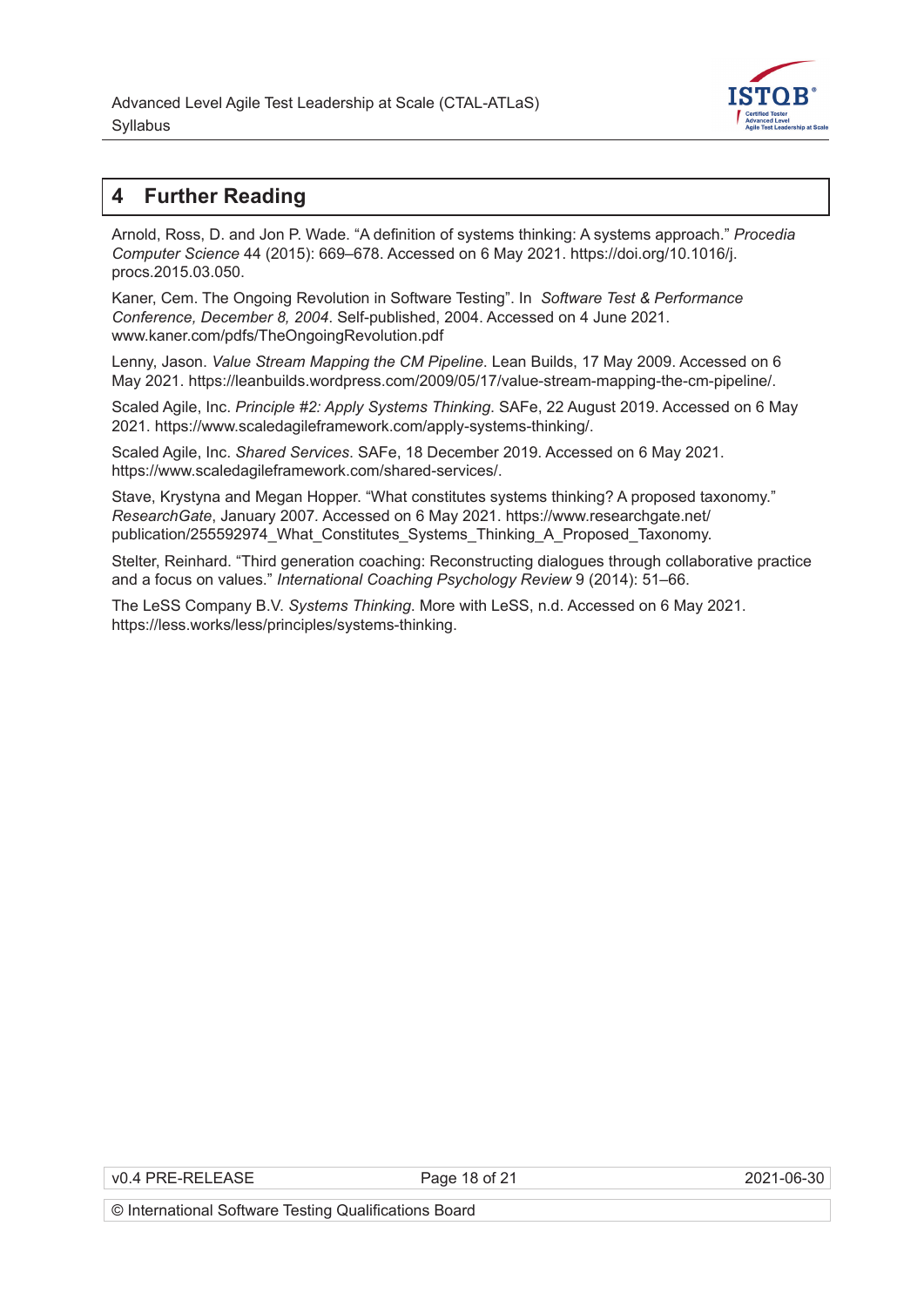# 4 Further Reading

Arnold, Ross, D. and Jon P. Wade. “A definition of systems thinking: A systems approach.” *Procedia Computer Science* 44 (2015): 669–678. Accessed on 6 May 2021. https://doi.org/10.1016/j.procs.2015.03.050.

Kaner, Cem. The Ongoing Revolution in Software Testing”. In *Software Test & Performance Conference, December 8, 2004*. Self-published, 2004. Accessed on 4 June 2021. www.kaner.com/pdfs/TheOngoingRevolution.pdf

Lenny, Jason. *Value Stream Mapping the CM Pipeline*. Lean Builds, 17 May 2009. Accessed on 6 May 2021. https://leanbuilds.wordpress.com/2009/05/17/value-stream-mapping-the-cm-pipeline/.

Scaled Agile, Inc. *Principle #2: Apply Systems Thinking*. SAFe, 22 August 2019. Accessed on 6 May 2021. https://www.scaledagileframework.com/apply-systems-thinking/.

Scaled Agile, Inc. *Shared Services*. SAFe, 18 December 2019. Accessed on 6 May 2021. https://www.scaledagileframework.com/shared-services/.

Stave, Krystyna and Megan Hopper. “What constitutes systems thinking? A proposed taxonomy.” *ResearchGate*, January 2007. Accessed on 6 May 2021. https://www.researchgate.net/publication/255592974_What_Constitutes_Systems_Thinking_A_Proposed_Taxonomy.

Stelter, Reinhard. “Third generation coaching: Reconstructing dialogues through collaborative practice and a focus on values.” *International Coaching Psychology Review* 9 (2014): 51–66.

The LeSS Company B.V. *Systems Thinking*. More with LeSS, n.d. Accessed on 6 May 2021. https://less.works/less/principles/systems-thinking.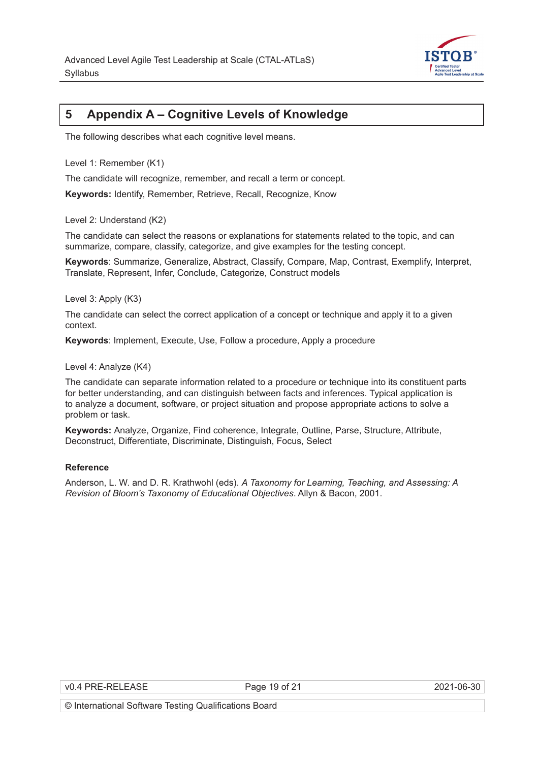# 5 Appendix A – Cognitive Levels of Knowledge

The following describes what each cognitive level means.

Level 1: Remember (K1)

The candidate will recognize, remember, and recall a term or concept.

**Keywords:** Identify, Remember, Retrieve, Recall, Recognize, Know

Level 2: Understand (K2)

The candidate can select the reasons or explanations for statements related to the topic, and can summarize, compare, classify, categorize, and give examples for the testing concept.

**Keywords**: Summarize, Generalize, Abstract, Classify, Compare, Map, Contrast, Exemplify, Interpret, Translate, Represent, Infer, Conclude, Categorize, Construct models

Level 3: Apply (K3)

The candidate can select the correct application of a concept or technique and apply it to a given context.

**Keywords**: Implement, Execute, Use, Follow a procedure, Apply a procedure

Level 4: Analyze (K4)

The candidate can separate information related to a procedure or technique into its constituent parts for better understanding, and can distinguish between facts and inferences. Typical application is to analyze a document, software, or project situation and propose appropriate actions to solve a problem or task.

**Keywords:** Analyze, Organize, Find coherence, Integrate, Outline, Parse, Structure, Attribute, Deconstruct, Differentiate, Discriminate, Distinguish, Focus, Select

**Reference**

Anderson, L. W. and D. R. Krathwohl (eds). *A Taxonomy for Learning, Teaching, and Assessing: A Revision of Bloom's Taxonomy of Educational Objectives*. Allyn & Bacon, 2001.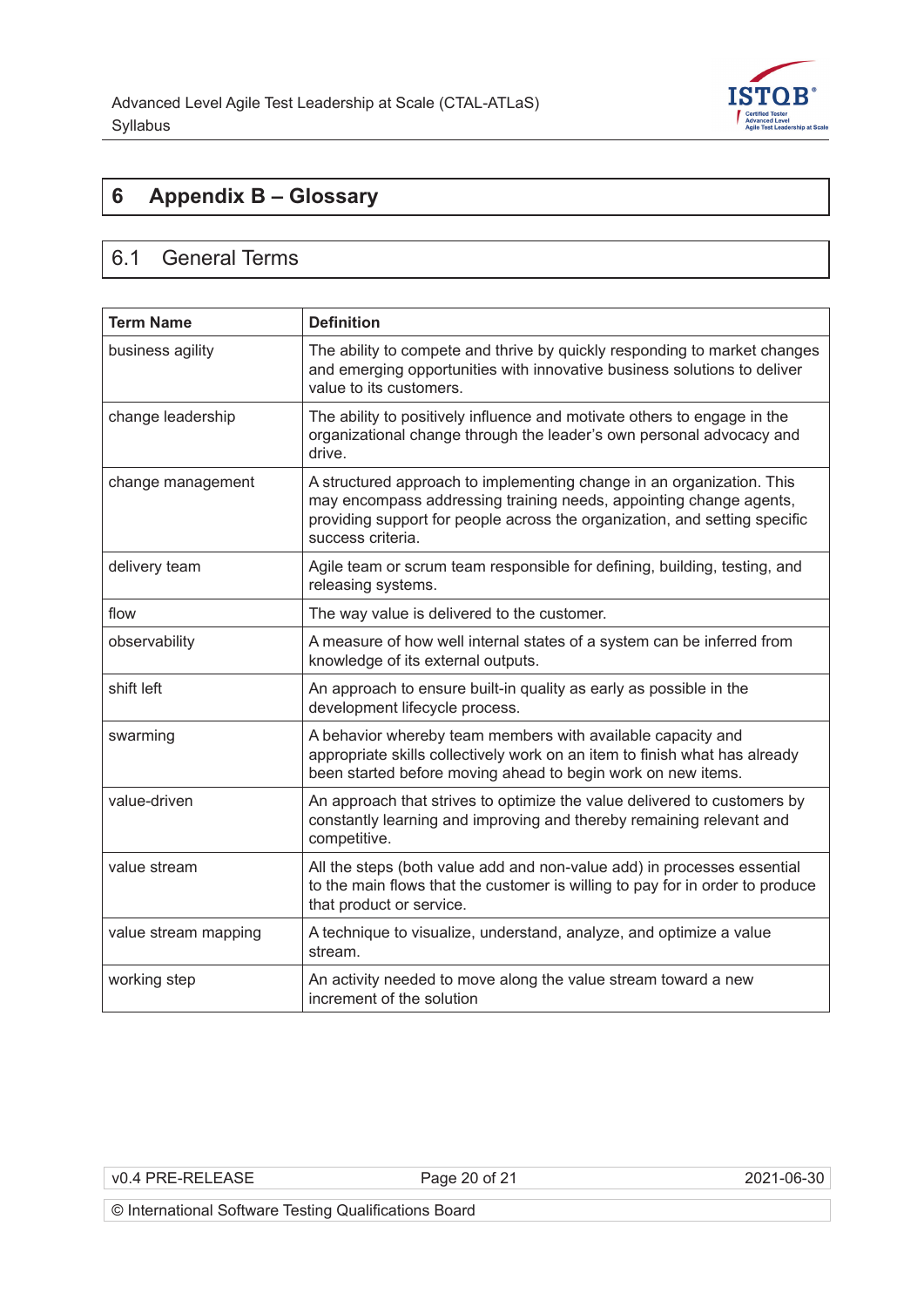# 6 Appendix B – Glossary

## 6.1 General Terms

| Term Name | Definition |
|---|---|
| business agility | The ability to compete and thrive by quickly responding to market changes and emerging opportunities with innovative business solutions to deliver value to its customers. |
| change leadership | The ability to positively influence and motivate others to engage in the organizational change through the leader's own personal advocacy and drive. |
| change management | A structured approach to implementing change in an organization. This may encompass addressing training needs, appointing change agents, providing support for people across the organization, and setting specific success criteria. |
| delivery team | Agile team or scrum team responsible for defining, building, testing, and releasing systems. |
| flow | The way value is delivered to the customer. |
| observability | A measure of how well internal states of a system can be inferred from knowledge of its external outputs. |
| shift left | An approach to ensure built-in quality as early as possible in the development lifecycle process. |
| swarming | A behavior whereby team members with available capacity and appropriate skills collectively work on an item to finish what has already been started before moving ahead to begin work on new items. |
| value-driven | An approach that strives to optimize the value delivered to customers by constantly learning and improving and thereby remaining relevant and competitive. |
| value stream | All the steps (both value add and non-value add) in processes essential to the main flows that the customer is willing to pay for in order to produce that product or service. |
| value stream mapping | A technique to visualize, understand, analyze, and optimize a value stream. |
| working step | An activity needed to move along the value stream toward a new increment of the solution |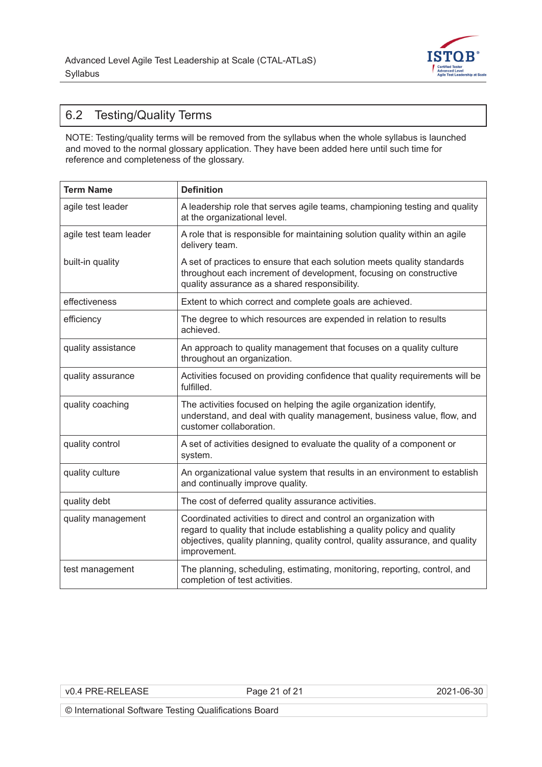## 6.2 Testing/Quality Terms

NOTE: Testing/quality terms will be removed from the syllabus when the whole syllabus is launched and moved to the normal glossary application. They have been added here until such time for reference and completeness of the glossary.

| Term Name | Definition |
|---|---|
| agile test leader | A leadership role that serves agile teams, championing testing and quality at the organizational level. |
| agile test team leader | A role that is responsible for maintaining solution quality within an agile delivery team. |
| built-in quality | A set of practices to ensure that each solution meets quality standards throughout each increment of development, focusing on constructive quality assurance as a shared responsibility. |
| effectiveness | Extent to which correct and complete goals are achieved. |
| efficiency | The degree to which resources are expended in relation to results achieved. |
| quality assistance | An approach to quality management that focuses on a quality culture throughout an organization. |
| quality assurance | Activities focused on providing confidence that quality requirements will be fulfilled. |
| quality coaching | The activities focused on helping the agile organization identify, understand, and deal with quality management, business value, flow, and customer collaboration. |
| quality control | A set of activities designed to evaluate the quality of a component or system. |
| quality culture | An organizational value system that results in an environment to establish and continually improve quality. |
| quality debt | The cost of deferred quality assurance activities. |
| quality management | Coordinated activities to direct and control an organization with regard to quality that include establishing a quality policy and quality objectives, quality planning, quality control, quality assurance, and quality improvement. |
| test management | The planning, scheduling, estimating, monitoring, reporting, control, and completion of test activities. |